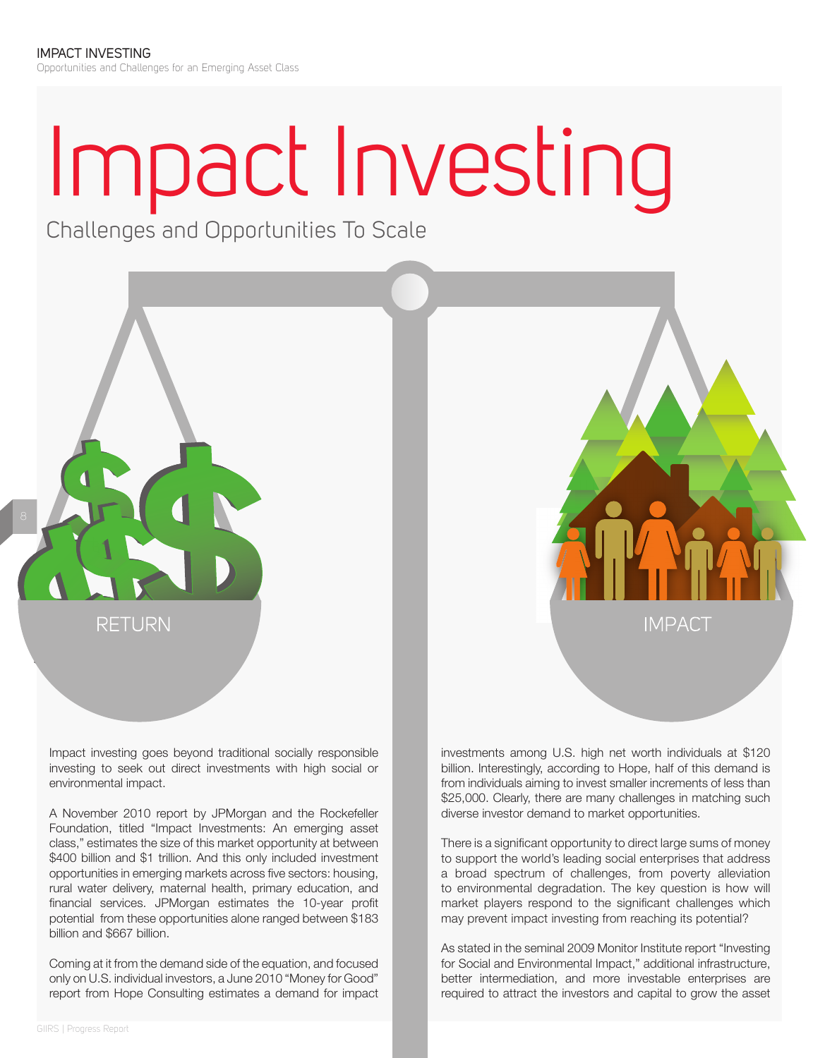# Impact Investing

## Challenges and Opportunities To Scale

RETURN

IMPACT

Impact investing goes beyond traditional socially responsible investing to seek out direct investments with high social or environmental impact.

A November 2010 report by JPMorgan and the Rockefeller Foundation, titled "Impact Investments: An emerging asset class," estimates the size of this market opportunity at between $400 billion and $1 trillion. And this only included investment opportunities in emerging markets across five sectors: housing, rural water delivery, maternal health, primary education, and financial services. JPMorgan estimates the 10-year profit potential from these opportunities alone ranged between $183 billion and $667 billion.

Coming at it from the demand side of the equation, and focused only on U.S. individual investors, a June 2010 "Money for Good" report from Hope Consulting estimates a demand for impact investments among U.S. high net worth individuals at $120 billion. Interestingly, according to Hope, half of this demand is from individuals aiming to invest smaller increments of less than $25,000. Clearly, there are many challenges in matching such diverse investor demand to market opportunities.

There is a significant opportunity to direct large sums of money to support the world's leading social enterprises that address a broad spectrum of challenges, from poverty alleviation to environmental degradation. The key question is how will market players respond to the significant challenges which may prevent impact investing from reaching its potential?

As stated in the seminal 2009 Monitor Institute report "Investing for Social and Environmental Impact," additional infrastructure, better intermediation, and more investable enterprises are required to attract the investors and capital to grow the asset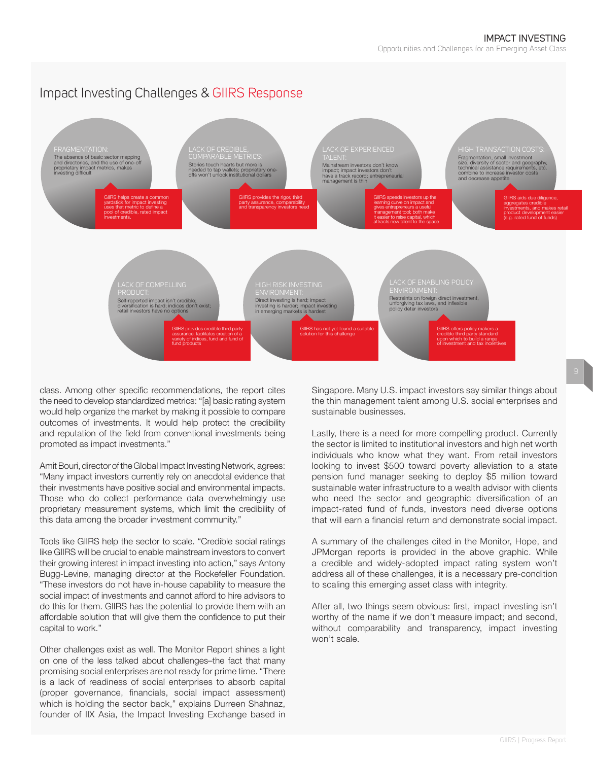## Impact Investing Challenges & GIIRS Response

FRAGMENTATION:
The absence of basic sector mapping and directories, and the use of one-off proprietary impact metrics, makes investing difficult

GIIRS helps create a common yardstick for impact investing uses that metric to define a pool of credible, rated impact investments.

LACK OF CREDIBLE, COMPARABLE METRICS:
Stories touch hearts but more is needed to tap wallets; proprietary one-offs won't unlock institutional dollars

GIIRS provides the rigor, third party assurance, comparability and transparency investors need

LACK OF EXPERIENCED TALENT:
Mainstream investors don't know impact; impact investors don't have a track record; entrepreneurial management is thin

GIIRS speeds investors up the learning curve on impact and gives entrepreneurs a useful management tool; both make it easier to raise capital, which attracts new talent to the space

HIGH TRANSACTION COSTS:
Fragmentation, small investment size, diversity of sector and geography, technical assistance requirements, etc. combine to increase investor costs and decrease appetite

GIIRS aids due diligence, aggregates credible investments, and makes retail product development easier (e.g. rated fund of funds)

LACK OF COMPELLING PRODUCT:
Self-reported impact isn't credible; diversification is hard; indices don't exist; retail investors have no options

GIIRS provides credible third party assurance, facilitates creation of a variety of indices, fund and fund of fund products

HIGH RISK INVESTING ENVIRONMENT:
Direct investing is hard; impact investing is harder; impact investing in emerging markets is hardest

GIIRS has not yet found a suitable solution for this challenge

LACK OF ENABLING POLICY ENVIRONMENT:
Restraints on foreign direct investment, unforgiving tax laws, and inflexible policy deter investors

GIIRS offers policy makers a credible third party standard upon which to build a range of investment and tax incentives

class. Among other specific recommendations, the report cites the need to develop standardized metrics: "[a] basic rating system would help organize the market by making it possible to compare outcomes of investments. It would help protect the credibility and reputation of the field from conventional investments being promoted as impact investments."

Amit Bouri, director of the Global Impact Investing Network, agrees: "Many impact investors currently rely on anecdotal evidence that their investments have positive social and environmental impacts. Those who do collect performance data overwhelmingly use proprietary measurement systems, which limit the credibility of this data among the broader investment community."

Tools like GIIRS help the sector to scale. "Credible social ratings like GIIRS will be crucial to enable mainstream investors to convert their growing interest in impact investing into action," says Antony Bugg-Levine, managing director at the Rockefeller Foundation. "These investors do not have in-house capability to measure the social impact of investments and cannot afford to hire advisors to do this for them. GIIRS has the potential to provide them with an affordable solution that will give them the confidence to put their capital to work."

Other challenges exist as well. The Monitor Report shines a light on one of the less talked about challenges–the fact that many promising social enterprises are not ready for prime time. "There is a lack of readiness of social enterprises to absorb capital (proper governance, financials, social impact assessment) which is holding the sector back," explains Durreen Shahnaz, founder of IIX Asia, the Impact Investing Exchange based in Singapore. Many U.S. impact investors say similar things about the thin management talent among U.S. social enterprises and sustainable businesses.

Lastly, there is a need for more compelling product. Currently the sector is limited to institutional investors and high net worth individuals who know what they want. From retail investors looking to invest $500 toward poverty alleviation to a state pension fund manager seeking to deploy $5 million toward sustainable water infrastructure to a wealth advisor with clients who need the sector and geographic diversification of an impact-rated fund of funds, investors need diverse options that will earn a financial return and demonstrate social impact.

A summary of the challenges cited in the Monitor, Hope, and JPMorgan reports is provided in the above graphic. While a credible and widely-adopted impact rating system won't address all of these challenges, it is a necessary pre-condition to scaling this emerging asset class with integrity.

After all, two things seem obvious: first, impact investing isn't worthy of the name if we don't measure impact; and second, without comparability and transparency, impact investing won't scale.